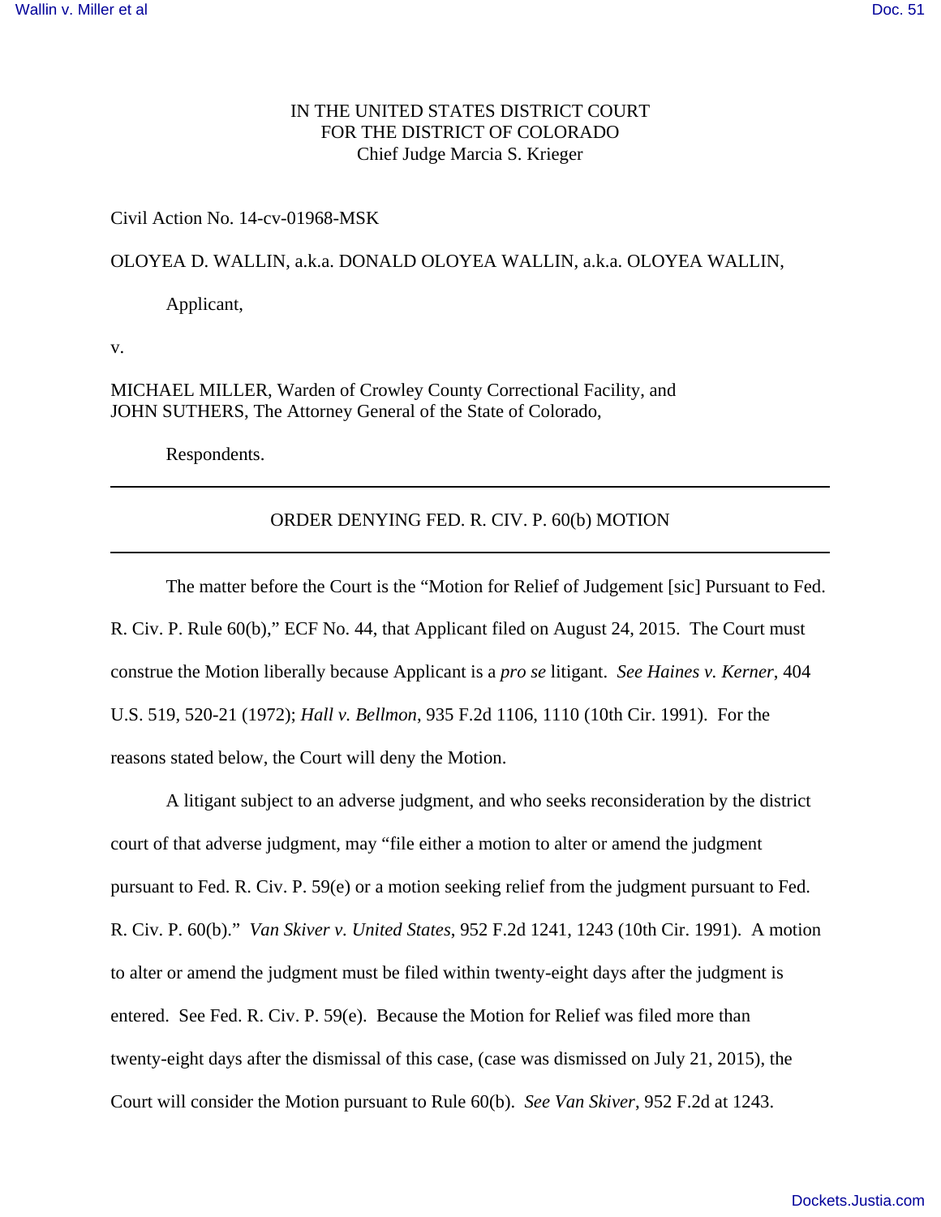IN THE UNITED STATES DISTRICT COURT
FOR THE DISTRICT OF COLORADO
Chief Judge Marcia S. Krieger

Civil Action No. 14-cv-01968-MSK

OLOYEA D. WALLIN, a.k.a. DONALD OLOYEA WALLIN, a.k.a. OLOYEA WALLIN,

Applicant,

v.

MICHAEL MILLER, Warden of Crowley County Correctional Facility, and
JOHN SUTHERS, The Attorney General of the State of Colorado,

Respondents.

---

ORDER DENYING FED. R. CIV. P. 60(b) MOTION

---

The matter before the Court is the "Motion for Relief of Judgement [sic] Pursuant to Fed. R. Civ. P. Rule 60(b)," ECF No. 44, that Applicant filed on August 24, 2015. The Court must construe the Motion liberally because Applicant is a *pro se* litigant. *See Haines v. Kerner*, 404 U.S. 519, 520-21 (1972); *Hall v. Bellmon*, 935 F.2d 1106, 1110 (10th Cir. 1991). For the reasons stated below, the Court will deny the Motion.

A litigant subject to an adverse judgment, and who seeks reconsideration by the district court of that adverse judgment, may "file either a motion to alter or amend the judgment pursuant to Fed. R. Civ. P. 59(e) or a motion seeking relief from the judgment pursuant to Fed. R. Civ. P. 60(b)." *Van Skiver v. United States*, 952 F.2d 1241, 1243 (10th Cir. 1991). A motion to alter or amend the judgment must be filed within twenty-eight days after the judgment is entered. See Fed. R. Civ. P. 59(e). Because the Motion for Relief was filed more than twenty-eight days after the dismissal of this case, (case was dismissed on July 21, 2015), the Court will consider the Motion pursuant to Rule 60(b). *See Van Skiver*, 952 F.2d at 1243.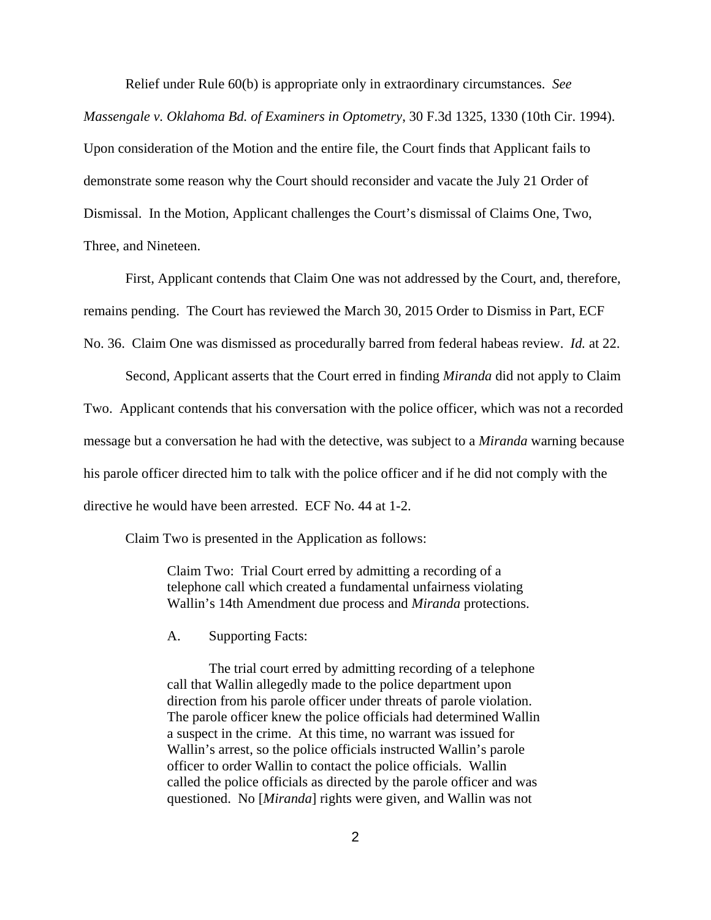Relief under Rule 60(b) is appropriate only in extraordinary circumstances. *See Massengale v. Oklahoma Bd. of Examiners in Optometry*, 30 F.3d 1325, 1330 (10th Cir. 1994). Upon consideration of the Motion and the entire file, the Court finds that Applicant fails to demonstrate some reason why the Court should reconsider and vacate the July 21 Order of Dismissal. In the Motion, Applicant challenges the Court's dismissal of Claims One, Two, Three, and Nineteen.

First, Applicant contends that Claim One was not addressed by the Court, and, therefore, remains pending. The Court has reviewed the March 30, 2015 Order to Dismiss in Part, ECF No. 36. Claim One was dismissed as procedurally barred from federal habeas review. *Id.* at 22.

Second, Applicant asserts that the Court erred in finding *Miranda* did not apply to Claim Two. Applicant contends that his conversation with the police officer, which was not a recorded message but a conversation he had with the detective, was subject to a *Miranda* warning because his parole officer directed him to talk with the police officer and if he did not comply with the directive he would have been arrested. ECF No. 44 at 1-2.

Claim Two is presented in the Application as follows:

> Claim Two: Trial Court erred by admitting a recording of a telephone call which created a fundamental unfairness violating Wallin's 14th Amendment due process and *Miranda* protections.
>
> A. Supporting Facts:
>
> The trial court erred by admitting recording of a telephone call that Wallin allegedly made to the police department upon direction from his parole officer under threats of parole violation. The parole officer knew the police officials had determined Wallin a suspect in the crime. At this time, no warrant was issued for Wallin's arrest, so the police officials instructed Wallin's parole officer to order Wallin to contact the police officials. Wallin called the police officials as directed by the parole officer and was questioned. No [*Miranda*] rights were given, and Wallin was not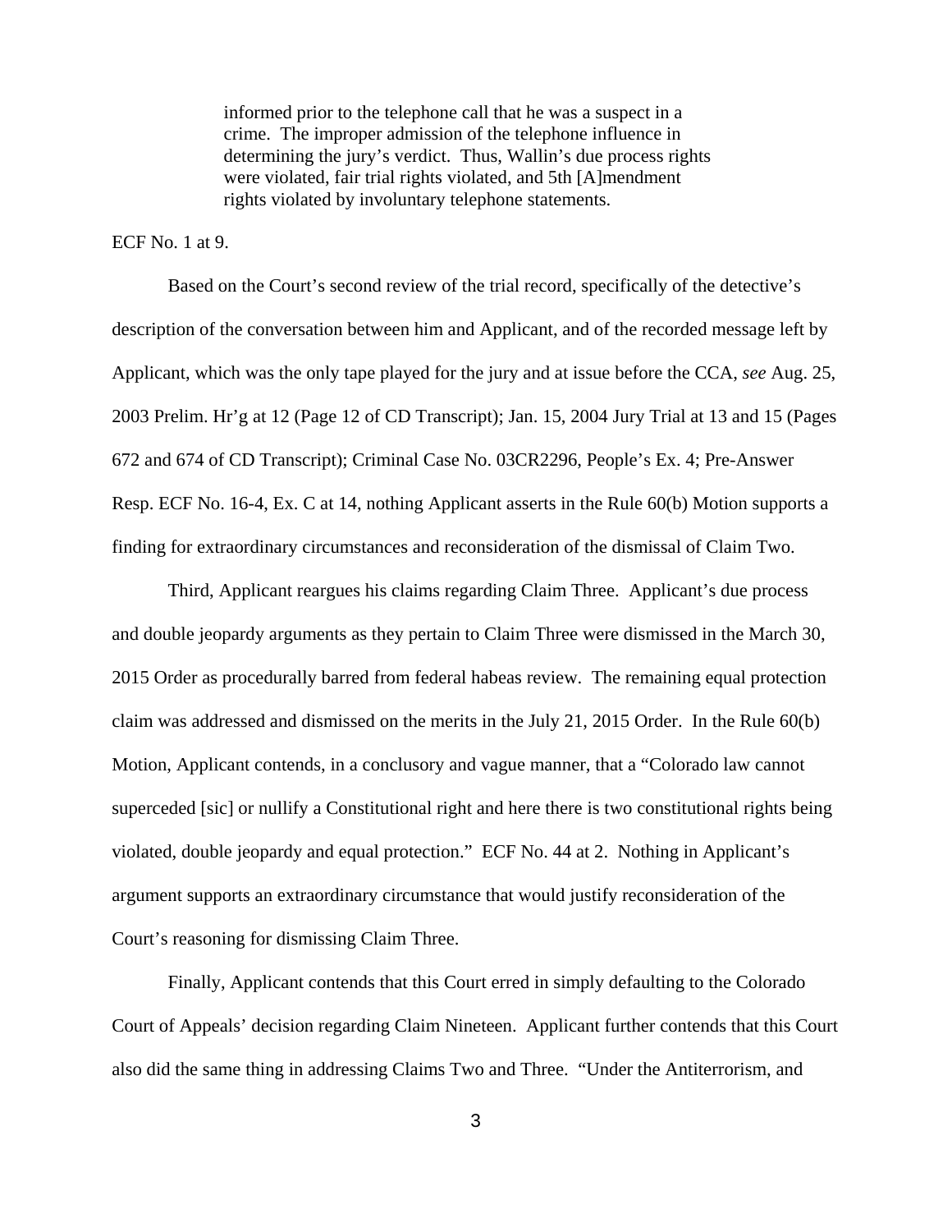> informed prior to the telephone call that he was a suspect in a crime. The improper admission of the telephone influence in determining the jury's verdict. Thus, Wallin's due process rights were violated, fair trial rights violated, and 5th [A]mendment rights violated by involuntary telephone statements.

ECF No. 1 at 9.

Based on the Court's second review of the trial record, specifically of the detective's description of the conversation between him and Applicant, and of the recorded message left by Applicant, which was the only tape played for the jury and at issue before the CCA, *see* Aug. 25, 2003 Prelim. Hr'g at 12 (Page 12 of CD Transcript); Jan. 15, 2004 Jury Trial at 13 and 15 (Pages 672 and 674 of CD Transcript); Criminal Case No. 03CR2296, People's Ex. 4; Pre-Answer Resp. ECF No. 16-4, Ex. C at 14, nothing Applicant asserts in the Rule 60(b) Motion supports a finding for extraordinary circumstances and reconsideration of the dismissal of Claim Two.

Third, Applicant reargues his claims regarding Claim Three. Applicant's due process and double jeopardy arguments as they pertain to Claim Three were dismissed in the March 30, 2015 Order as procedurally barred from federal habeas review. The remaining equal protection claim was addressed and dismissed on the merits in the July 21, 2015 Order. In the Rule 60(b) Motion, Applicant contends, in a conclusory and vague manner, that a "Colorado law cannot superceded [sic] or nullify a Constitutional right and here there is two constitutional rights being violated, double jeopardy and equal protection." ECF No. 44 at 2. Nothing in Applicant's argument supports an extraordinary circumstance that would justify reconsideration of the Court's reasoning for dismissing Claim Three.

Finally, Applicant contends that this Court erred in simply defaulting to the Colorado Court of Appeals' decision regarding Claim Nineteen. Applicant further contends that this Court also did the same thing in addressing Claims Two and Three. "Under the Antiterrorism, and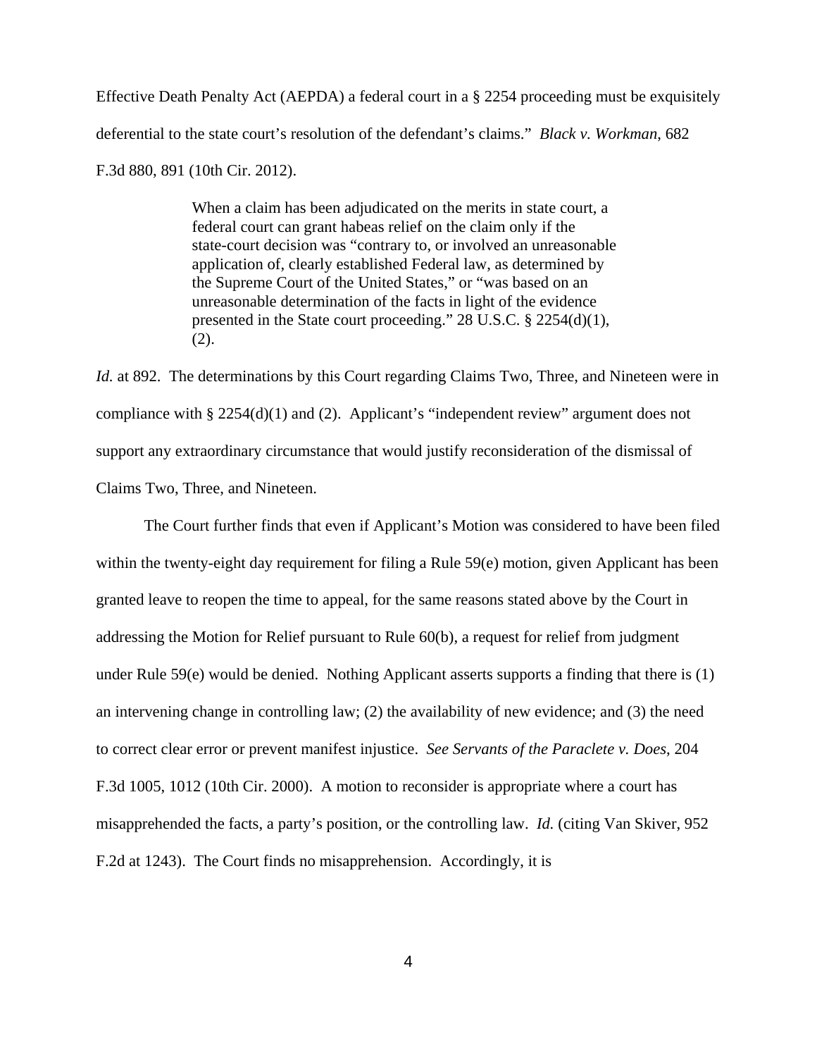Effective Death Penalty Act (AEPDA) a federal court in a § 2254 proceeding must be exquisitely deferential to the state court's resolution of the defendant's claims." *Black v. Workman*, 682 F.3d 880, 891 (10th Cir. 2012).

> When a claim has been adjudicated on the merits in state court, a federal court can grant habeas relief on the claim only if the state-court decision was "contrary to, or involved an unreasonable application of, clearly established Federal law, as determined by the Supreme Court of the United States," or "was based on an unreasonable determination of the facts in light of the evidence presented in the State court proceeding." 28 U.S.C. § 2254(d)(1), (2).

*Id.* at 892. The determinations by this Court regarding Claims Two, Three, and Nineteen were in compliance with § 2254(d)(1) and (2). Applicant's "independent review" argument does not support any extraordinary circumstance that would justify reconsideration of the dismissal of Claims Two, Three, and Nineteen.

The Court further finds that even if Applicant's Motion was considered to have been filed within the twenty-eight day requirement for filing a Rule 59(e) motion, given Applicant has been granted leave to reopen the time to appeal, for the same reasons stated above by the Court in addressing the Motion for Relief pursuant to Rule 60(b), a request for relief from judgment under Rule 59(e) would be denied. Nothing Applicant asserts supports a finding that there is (1) an intervening change in controlling law; (2) the availability of new evidence; and (3) the need to correct clear error or prevent manifest injustice. *See Servants of the Paraclete v. Does*, 204 F.3d 1005, 1012 (10th Cir. 2000). A motion to reconsider is appropriate where a court has misapprehended the facts, a party's position, or the controlling law. *Id.* (citing Van Skiver, 952 F.2d at 1243). The Court finds no misapprehension. Accordingly, it is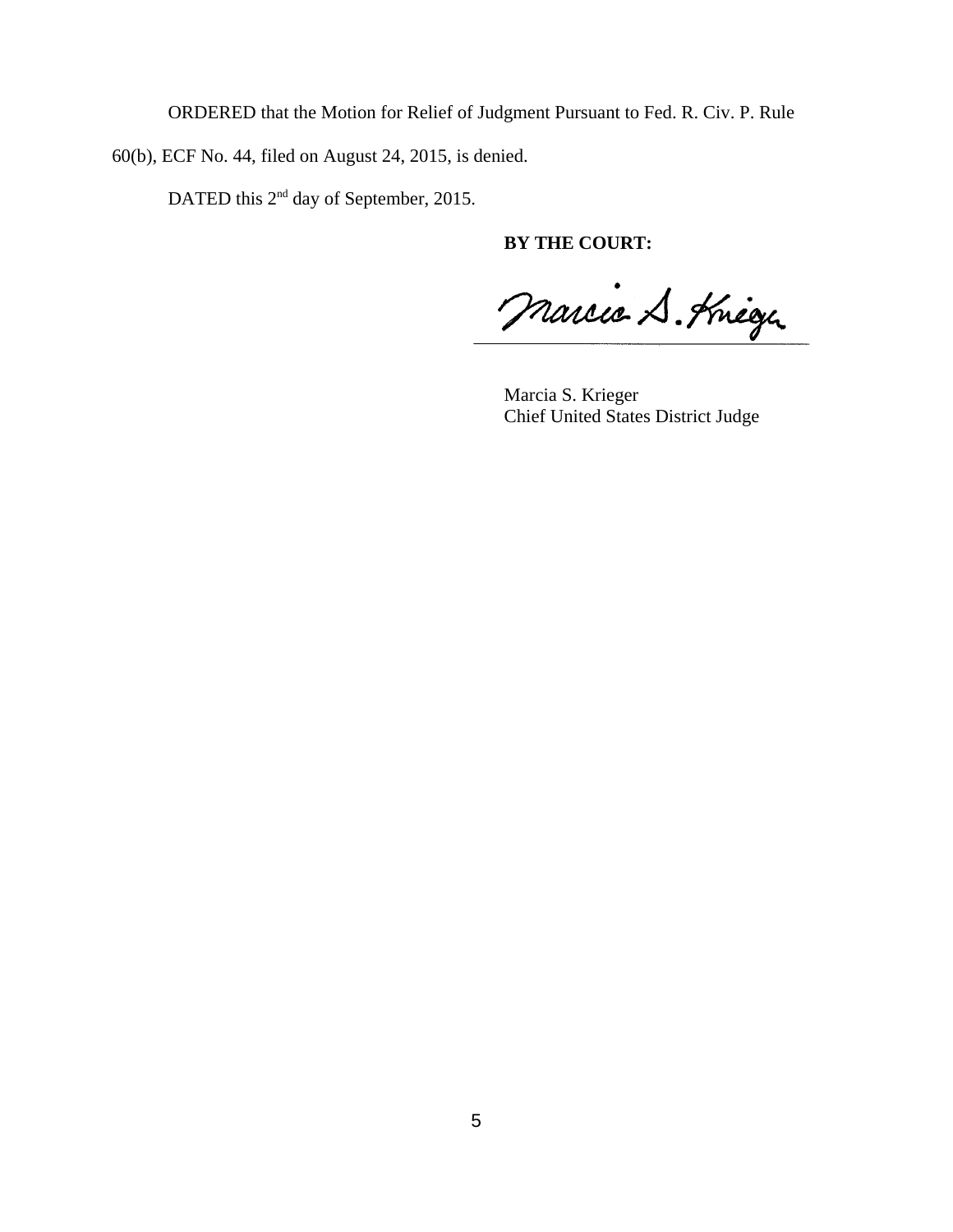ORDERED that the Motion for Relief of Judgment Pursuant to Fed. R. Civ. P. Rule 60(b), ECF No. 44, filed on August 24, 2015, is denied.

DATED this 2nd day of September, 2015.

**BY THE COURT:**

Marcia S. Krieger
Chief United States District Judge